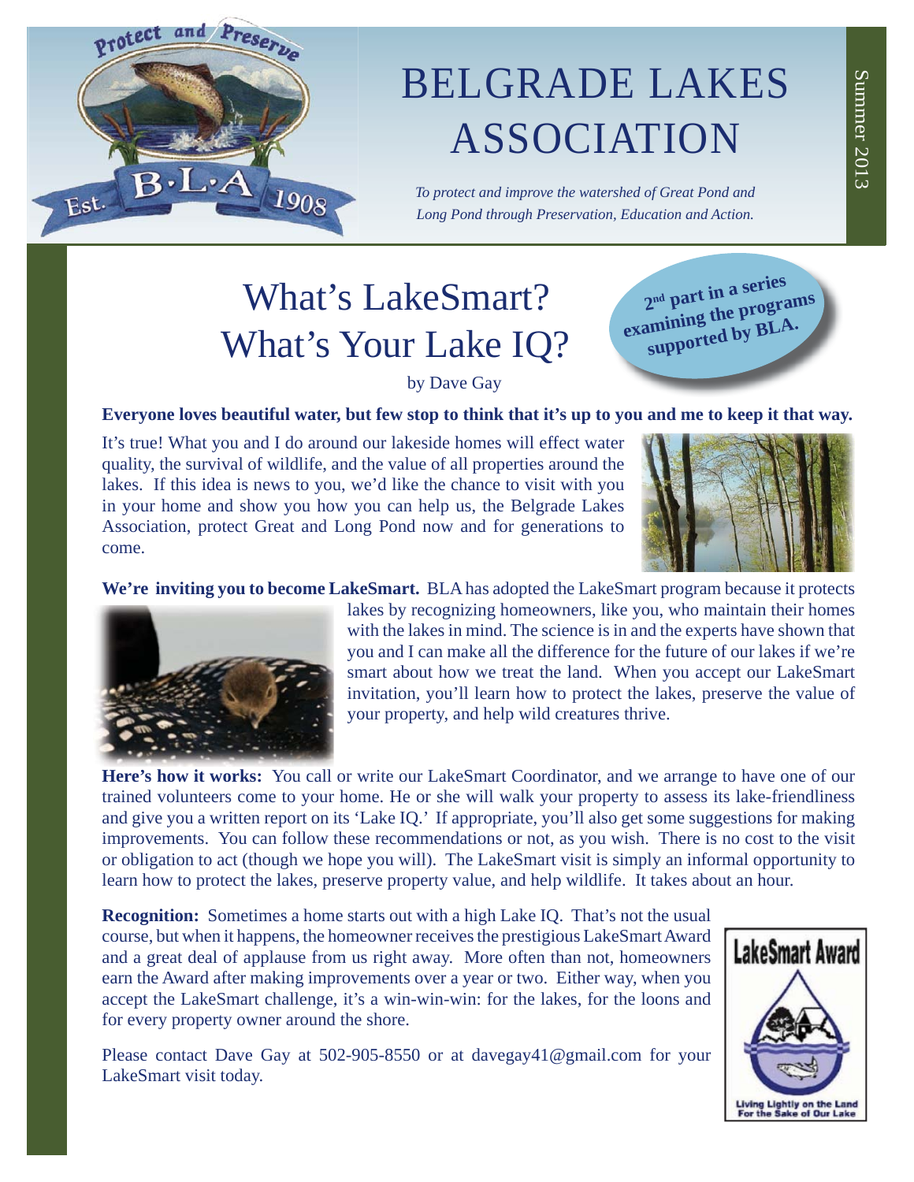# BELGRADE LAKES ASSOCIATION

*To protect and improve the watershed of Great Pond and Long Pond through Preservation, Education and Action.*

Summer 2013

## What's LakeSmart? What's Your Lake IQ?

**2nd part in a series examining the programs supported by BLA.**

by Dave Gay

**Everyone loves beautiful water, but few stop to think that it's up to you and me to keep it that way.**

It's true! What you and I do around our lakeside homes will effect water quality, the survival of wildlife, and the value of all properties around the lakes. If this idea is news to you, we'd like the chance to visit with you in your home and show you how you can help us, the Belgrade Lakes Association, protect Great and Long Pond now and for generations to come.

**We're inviting you to become LakeSmart.** BLA has adopted the LakeSmart program because it protects lakes by recognizing homeowners, like you, who maintain their homes with the lakes in mind. The science is in and the experts have shown that you and I can make all the difference for the future of our lakes if we're smart about how we treat the land. When you accept our LakeSmart invitation, you'll learn how to protect the lakes, preserve the value of your property, and help wild creatures thrive.

**Here's how it works:** You call or write our LakeSmart Coordinator, and we arrange to have one of our trained volunteers come to your home. He or she will walk your property to assess its lake-friendliness and give you a written report on its 'Lake IQ.' If appropriate, you'll also get some suggestions for making improvements. You can follow these recommendations or not, as you wish. There is no cost to the visit or obligation to act (though we hope you will). The LakeSmart visit is simply an informal opportunity to learn how to protect the lakes, preserve property value, and help wildlife. It takes about an hour.

**Recognition:** Sometimes a home starts out with a high Lake IQ. That's not the usual course, but when it happens, the homeowner receives the prestigious LakeSmart Award and a great deal of applause from us right away. More often than not, homeowners earn the Award after making improvements over a year or two. Either way, when you accept the LakeSmart challenge, it's a win-win-win: for the lakes, for the loons and for every property owner around the shore.

Please contact Dave Gay at 502-905-8550 or at davegay41@gmail.com for your LakeSmart visit today.

LakeSmart Award

Living Lightly on the Land For the Sake of Our Lake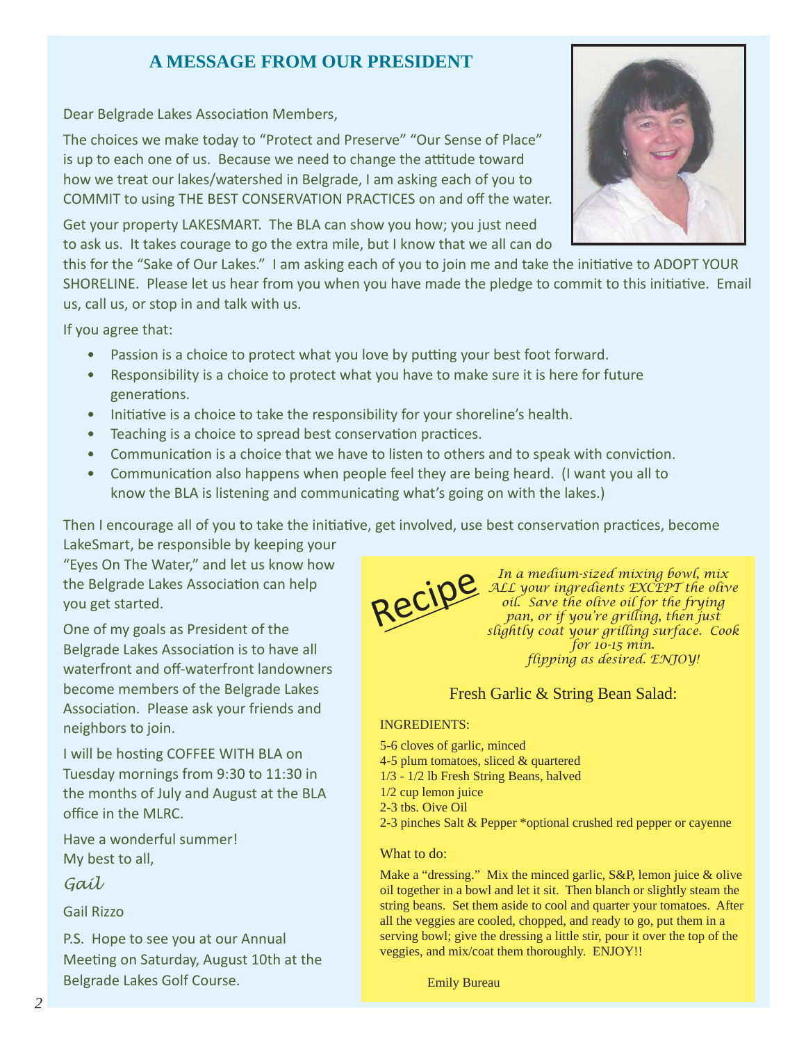## A MESSAGE FROM OUR PRESIDENT

Dear Belgrade Lakes Association Members,

The choices we make today to "Protect and Preserve" "Our Sense of Place" is up to each one of us. Because we need to change the attitude toward how we treat our lakes/watershed in Belgrade, I am asking each of you to COMMIT to using THE BEST CONSERVATION PRACTICES on and off the water.

Get your property LAKESMART. The BLA can show you how; you just need to ask us. It takes courage to go the extra mile, but I know that we all can do this for the "Sake of Our Lakes." I am asking each of you to join me and take the initiative to ADOPT YOUR SHORELINE. Please let us hear from you when you have made the pledge to commit to this initiative. Email us, call us, or stop in and talk with us.

If you agree that:

- Passion is a choice to protect what you love by putting your best foot forward.
- Responsibility is a choice to protect what you have to make sure it is here for future generations.
- Initiative is a choice to take the responsibility for your shoreline's health.
- Teaching is a choice to spread best conservation practices.
- Communication is a choice that we have to listen to others and to speak with conviction.
- Communication also happens when people feel they are being heard. (I want you all to know the BLA is listening and communicating what's going on with the lakes.)

Then I encourage all of you to take the initiative, get involved, use best conservation practices, become LakeSmart, be responsible by keeping your "Eyes On The Water," and let us know how the Belgrade Lakes Association can help you get started.

One of my goals as President of the Belgrade Lakes Association is to have all waterfront and off-waterfront landowners become members of the Belgrade Lakes Association. Please ask your friends and neighbors to join.

I will be hosting COFFEE WITH BLA on Tuesday mornings from 9:30 to 11:30 in the months of July and August at the BLA office in the MLRC.

Have a wonderful summer!
My best to all,

*Gail*

Gail Rizzo

P.S. Hope to see you at our Annual Meeting on Saturday, August 10th at the Belgrade Lakes Golf Course.

---

Recipe

*In a medium-sized mixing bowl, mix ALL your ingredients EXCEPT the olive oil. Save the olive oil for the frying pan, or if you're grilling, then just slightly coat your grilling surface. Cook for 10-15 min. flipping as desired. ENJOY!*

### Fresh Garlic & String Bean Salad:

INGREDIENTS:

5-6 cloves of garlic, minced
4-5 plum tomatoes, sliced & quartered
1/3 - 1/2 lb Fresh String Beans, halved
1/2 cup lemon juice
2-3 tbs. Oive Oil
2-3 pinches Salt & Pepper *optional crushed red pepper or cayenne

What to do:

Make a "dressing." Mix the minced garlic, S&P, lemon juice & olive oil together in a bowl and let it sit. Then blanch or slightly steam the string beans. Set them aside to cool and quarter your tomatoes. After all the veggies are cooled, chopped, and ready to go, put them in a serving bowl; give the dressing a little stir, pour it over the top of the veggies, and mix/coat them thoroughly. ENJOY!!

Emily Bureau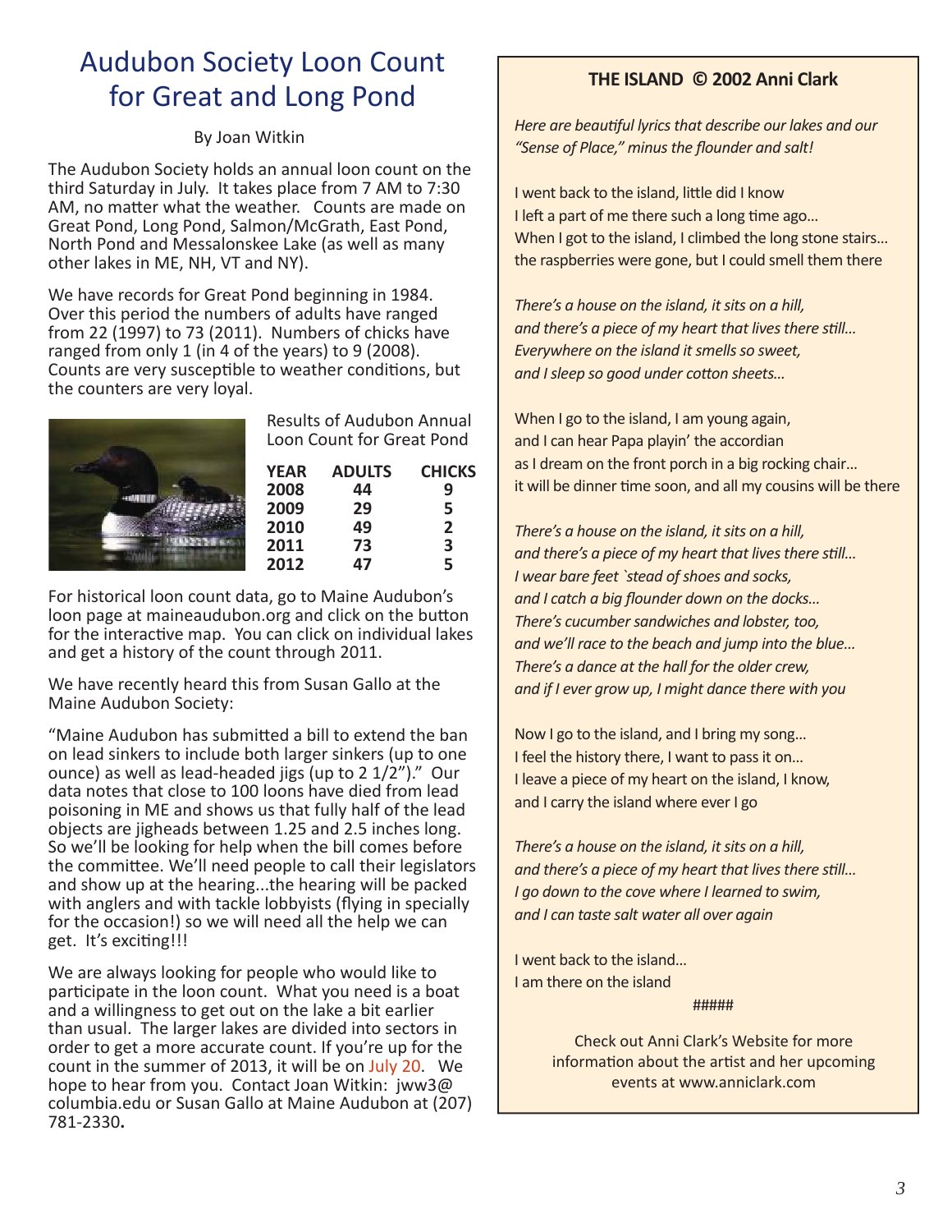# Audubon Society Loon Count for Great and Long Pond

By Joan Witkin

The Audubon Society holds an annual loon count on the third Saturday in July. It takes place from 7 AM to 7:30 AM, no matter what the weather. Counts are made on Great Pond, Long Pond, Salmon/McGrath, East Pond, North Pond and Messalonskee Lake (as well as many other lakes in ME, NH, VT and NY).

We have records for Great Pond beginning in 1984. Over this period the numbers of adults have ranged from 22 (1997) to 73 (2011). Numbers of chicks have ranged from only 1 (in 4 of the years) to 9 (2008). Counts are very susceptible to weather conditions, but the counters are very loyal.

Results of Audubon Annual Loon Count for Great Pond

| YEAR | ADULTS | CHICKS |
|---|---|---|
| 2008 | 44 | 9 |
| 2009 | 29 | 5 |
| 2010 | 49 | 2 |
| 2011 | 73 | 3 |
| 2012 | 47 | 5 |

For historical loon count data, go to Maine Audubon's loon page at maineaudubon.org and click on the button for the interactive map. You can click on individual lakes and get a history of the count through 2011.

We have recently heard this from Susan Gallo at the Maine Audubon Society:

"Maine Audubon has submitted a bill to extend the ban on lead sinkers to include both larger sinkers (up to one ounce) as well as lead-headed jigs (up to 2 1/2")." Our data notes that close to 100 loons have died from lead poisoning in ME and shows us that fully half of the lead objects are jigheads between 1.25 and 2.5 inches long. So we'll be looking for help when the bill comes before the committee. We'll need people to call their legislators and show up at the hearing...the hearing will be packed with anglers and with tackle lobbyists (flying in specially for the occasion!) so we will need all the help we can get. It's exciting!!!

We are always looking for people who would like to participate in the loon count. What you need is a boat and a willingness to get out on the lake a bit earlier than usual. The larger lakes are divided into sectors in order to get a more accurate count. If you're up for the count in the summer of 2013, it will be on July 20. We hope to hear from you. Contact Joan Witkin: jww3@columbia.edu or Susan Gallo at Maine Audubon at (207) 781-2330**.**

---

**THE ISLAND © 2002 Anni Clark**

*Here are beautiful lyrics that describe our lakes and our "Sense of Place," minus the flounder and salt!*

I went back to the island, little did I know
I left a part of me there such a long time ago…
When I got to the island, I climbed the long stone stairs…
the raspberries were gone, but I could smell them there

*There's a house on the island, it sits on a hill,*
*and there's a piece of my heart that lives there still…*
*Everywhere on the island it smells so sweet,*
*and I sleep so good under cotton sheets…*

When I go to the island, I am young again,
and I can hear Papa playin' the accordian
as I dream on the front porch in a big rocking chair…
it will be dinner time soon, and all my cousins will be there

*There's a house on the island, it sits on a hill,*
*and there's a piece of my heart that lives there still…*
*I wear bare feet `stead of shoes and socks,*
*and I catch a big flounder down on the docks…*
*There's cucumber sandwiches and lobster, too,*
*and we'll race to the beach and jump into the blue…*
*There's a dance at the hall for the older crew,*
*and if I ever grow up, I might dance there with you*

Now I go to the island, and I bring my song…
I feel the history there, I want to pass it on…
I leave a piece of my heart on the island, I know,
and I carry the island where ever I go

*There's a house on the island, it sits on a hill,*
*and there's a piece of my heart that lives there still…*
*I go down to the cove where I learned to swim,*
*and I can taste salt water all over again*

I went back to the island…
I am there on the island

#####

Check out Anni Clark's Website for more information about the artist and her upcoming events at www.anniclark.com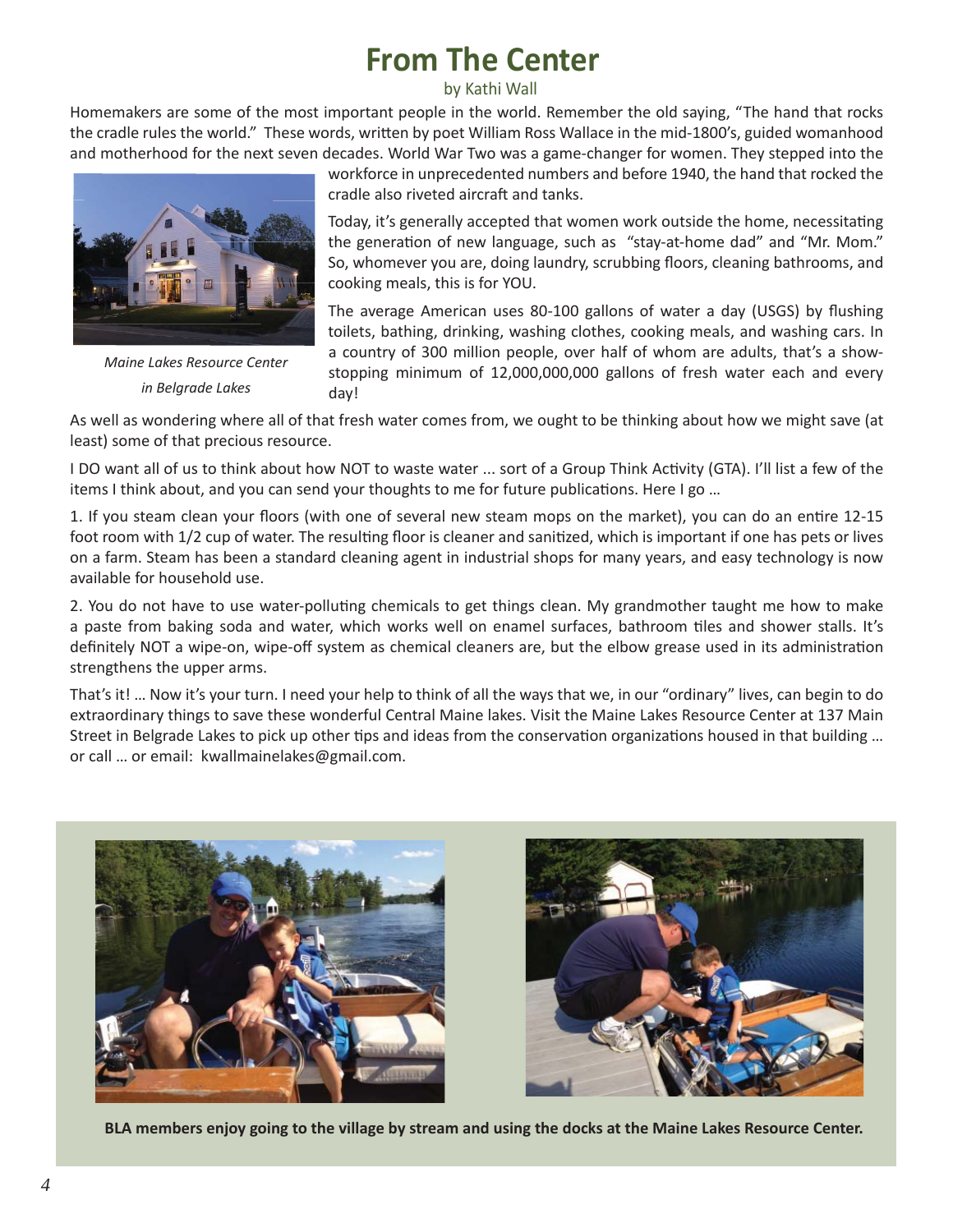# From The Center

by Kathi Wall

Homemakers are some of the most important people in the world. Remember the old saying, "The hand that rocks the cradle rules the world." These words, written by poet William Ross Wallace in the mid-1800's, guided womanhood and motherhood for the next seven decades. World War Two was a game-changer for women. They stepped into the workforce in unprecedented numbers and before 1940, the hand that rocked the cradle also riveted aircraft and tanks.

*Maine Lakes Resource Center in Belgrade Lakes*

Today, it's generally accepted that women work outside the home, necessitating the generation of new language, such as "stay-at-home dad" and "Mr. Mom." So, whomever you are, doing laundry, scrubbing floors, cleaning bathrooms, and cooking meals, this is for YOU.

The average American uses 80-100 gallons of water a day (USGS) by flushing toilets, bathing, drinking, washing clothes, cooking meals, and washing cars. In a country of 300 million people, over half of whom are adults, that's a show-stopping minimum of 12,000,000,000 gallons of fresh water each and every day!

As well as wondering where all of that fresh water comes from, we ought to be thinking about how we might save (at least) some of that precious resource.

I DO want all of us to think about how NOT to waste water ... sort of a Group Think Activity (GTA). I'll list a few of the items I think about, and you can send your thoughts to me for future publications. Here I go …

1. If you steam clean your floors (with one of several new steam mops on the market), you can do an entire 12-15 foot room with 1/2 cup of water. The resulting floor is cleaner and sanitized, which is important if one has pets or lives on a farm. Steam has been a standard cleaning agent in industrial shops for many years, and easy technology is now available for household use.

2. You do not have to use water-polluting chemicals to get things clean. My grandmother taught me how to make a paste from baking soda and water, which works well on enamel surfaces, bathroom tiles and shower stalls. It's definitely NOT a wipe-on, wipe-off system as chemical cleaners are, but the elbow grease used in its administration strengthens the upper arms.

That's it! … Now it's your turn. I need your help to think of all the ways that we, in our "ordinary" lives, can begin to do extraordinary things to save these wonderful Central Maine lakes. Visit the Maine Lakes Resource Center at 137 Main Street in Belgrade Lakes to pick up other tips and ideas from the conservation organizations housed in that building … or call … or email: kwallmainelakes@gmail.com.

**BLA members enjoy going to the village by stream and using the docks at the Maine Lakes Resource Center.**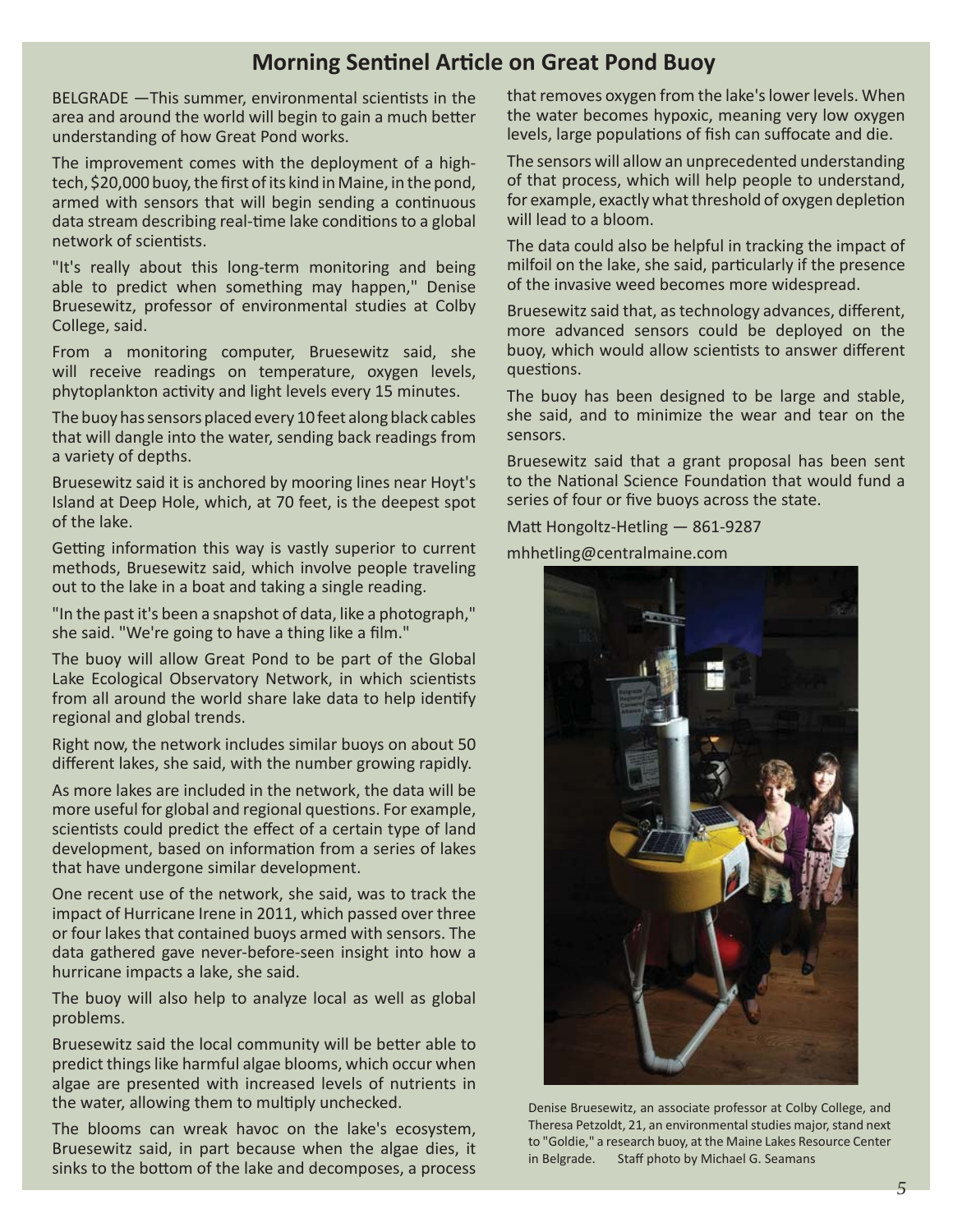## Morning Sentinel Article on Great Pond Buoy

BELGRADE —This summer, environmental scientists in the area and around the world will begin to gain a much better understanding of how Great Pond works.

The improvement comes with the deployment of a high-tech, $20,000 buoy, the first of its kind in Maine, in the pond, armed with sensors that will begin sending a continuous data stream describing real-time lake conditions to a global network of scientists.

"It's really about this long-term monitoring and being able to predict when something may happen," Denise Bruesewitz, professor of environmental studies at Colby College, said.

From a monitoring computer, Bruesewitz said, she will receive readings on temperature, oxygen levels, phytoplankton activity and light levels every 15 minutes.

The buoy has sensors placed every 10 feet along black cables that will dangle into the water, sending back readings from a variety of depths.

Bruesewitz said it is anchored by mooring lines near Hoyt's Island at Deep Hole, which, at 70 feet, is the deepest spot of the lake.

Getting information this way is vastly superior to current methods, Bruesewitz said, which involve people traveling out to the lake in a boat and taking a single reading.

"In the past it's been a snapshot of data, like a photograph," she said. "We're going to have a thing like a film."

The buoy will allow Great Pond to be part of the Global Lake Ecological Observatory Network, in which scientists from all around the world share lake data to help identify regional and global trends.

Right now, the network includes similar buoys on about 50 different lakes, she said, with the number growing rapidly.

As more lakes are included in the network, the data will be more useful for global and regional questions. For example, scientists could predict the effect of a certain type of land development, based on information from a series of lakes that have undergone similar development.

One recent use of the network, she said, was to track the impact of Hurricane Irene in 2011, which passed over three or four lakes that contained buoys armed with sensors. The data gathered gave never-before-seen insight into how a hurricane impacts a lake, she said.

The buoy will also help to analyze local as well as global problems.

Bruesewitz said the local community will be better able to predict things like harmful algae blooms, which occur when algae are presented with increased levels of nutrients in the water, allowing them to multiply unchecked.

The blooms can wreak havoc on the lake's ecosystem, Bruesewitz said, in part because when the algae dies, it sinks to the bottom of the lake and decomposes, a process that removes oxygen from the lake's lower levels. When the water becomes hypoxic, meaning very low oxygen levels, large populations of fish can suffocate and die.

The sensors will allow an unprecedented understanding of that process, which will help people to understand, for example, exactly what threshold of oxygen depletion will lead to a bloom.

The data could also be helpful in tracking the impact of milfoil on the lake, she said, particularly if the presence of the invasive weed becomes more widespread.

Bruesewitz said that, as technology advances, different, more advanced sensors could be deployed on the buoy, which would allow scientists to answer different questions.

The buoy has been designed to be large and stable, she said, and to minimize the wear and tear on the sensors.

Bruesewitz said that a grant proposal has been sent to the National Science Foundation that would fund a series of four or five buoys across the state.

Matt Hongoltz-Hetling — 861-9287

mhhetling@centralmaine.com

Denise Bruesewitz, an associate professor at Colby College, and Theresa Petzoldt, 21, an environmental studies major, stand next to "Goldie," a research buoy, at the Maine Lakes Resource Center in Belgrade. Staff photo by Michael G. Seamans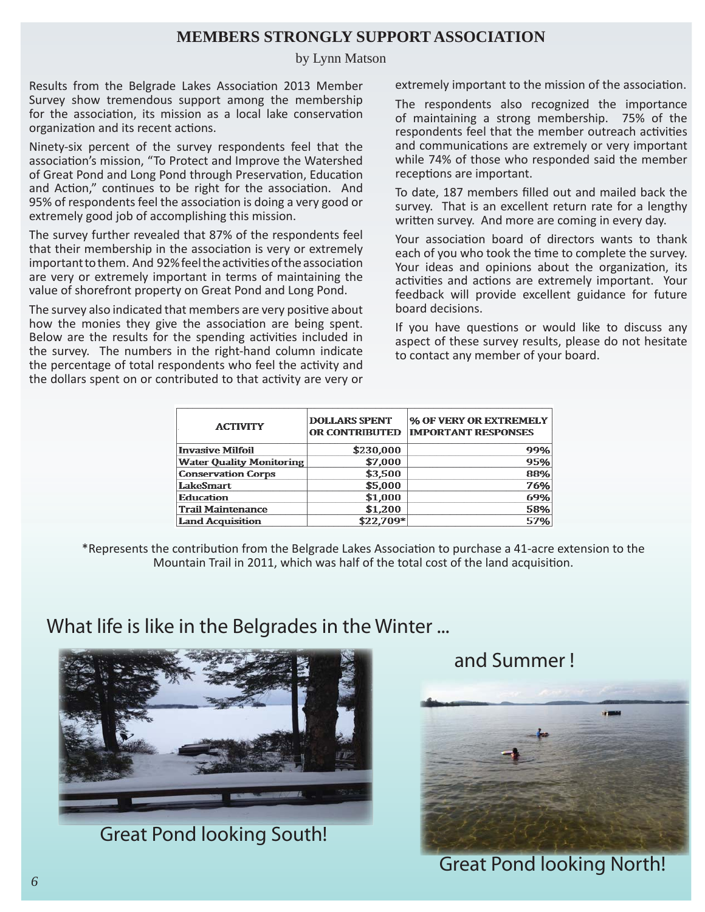## MEMBERS STRONGLY SUPPORT ASSOCIATION

by Lynn Matson

Results from the Belgrade Lakes Association 2013 Member Survey show tremendous support among the membership for the association, its mission as a local lake conservation organization and its recent actions.

Ninety-six percent of the survey respondents feel that the association's mission, "To Protect and Improve the Watershed of Great Pond and Long Pond through Preservation, Education and Action," continues to be right for the association. And 95% of respondents feel the association is doing a very good or extremely good job of accomplishing this mission.

The survey further revealed that 87% of the respondents feel that their membership in the association is very or extremely important to them. And 92% feel the activities of the association are very or extremely important in terms of maintaining the value of shorefront property on Great Pond and Long Pond.

The survey also indicated that members are very positive about how the monies they give the association are being spent. Below are the results for the spending activities included in the survey. The numbers in the right-hand column indicate the percentage of total respondents who feel the activity and the dollars spent on or contributed to that activity are very or extremely important to the mission of the association.

The respondents also recognized the importance of maintaining a strong membership. 75% of the respondents feel that the member outreach activities and communications are extremely or very important while 74% of those who responded said the member receptions are important.

To date, 187 members filled out and mailed back the survey. That is an excellent return rate for a lengthy written survey. And more are coming in every day.

Your association board of directors wants to thank each of you who took the time to complete the survey. Your ideas and opinions about the organization, its activities and actions are extremely important. Your feedback will provide excellent guidance for future board decisions.

If you have questions or would like to discuss any aspect of these survey results, please do not hesitate to contact any member of your board.

| ACTIVITY | DOLLARS SPENT OR CONTRIBUTED | % OF VERY OR EXTREMELY IMPORTANT RESPONSES |
|---|---|---|
| Invasive Milfoil | $230,000 | 99% |
| Water Quality Monitoring | $7,000 | 95% |
| Conservation Corps | $3,500 | 88% |
| LakeSmart | $5,000 | 76% |
| Education | $1,000 | 69% |
| Trail Maintenance | $1,200 | 58% |
| Land Acquisition | $22,709* | 57% |

*Represents the contribution from the Belgrade Lakes Association to purchase a 41-acre extension to the Mountain Trail in 2011, which was half of the total cost of the land acquisition.

## What life is like in the Belgrades in the Winter ...

Great Pond looking South!

and Summer !

Great Pond looking North!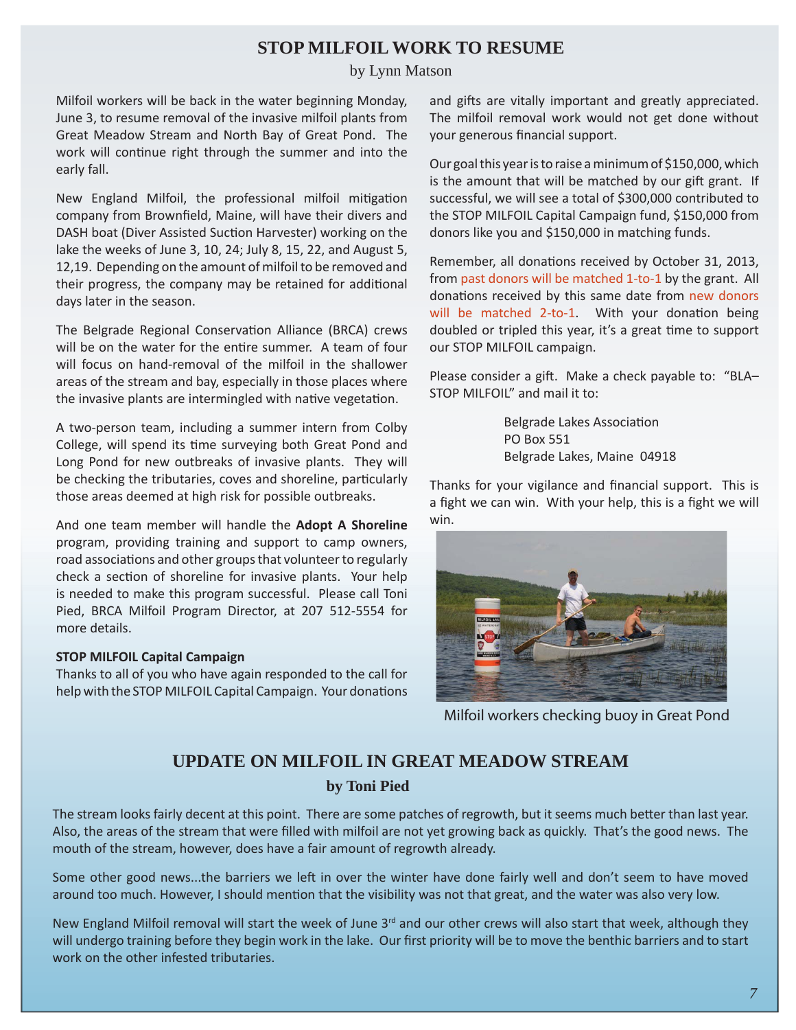## STOP MILFOIL WORK TO RESUME

by Lynn Matson

Milfoil workers will be back in the water beginning Monday, June 3, to resume removal of the invasive milfoil plants from Great Meadow Stream and North Bay of Great Pond. The work will continue right through the summer and into the early fall.

New England Milfoil, the professional milfoil mitigation company from Brownfield, Maine, will have their divers and DASH boat (Diver Assisted Suction Harvester) working on the lake the weeks of June 3, 10, 24; July 8, 15, 22, and August 5, 12,19. Depending on the amount of milfoil to be removed and their progress, the company may be retained for additional days later in the season.

The Belgrade Regional Conservation Alliance (BRCA) crews will be on the water for the entire summer. A team of four will focus on hand-removal of the milfoil in the shallower areas of the stream and bay, especially in those places where the invasive plants are intermingled with native vegetation.

A two-person team, including a summer intern from Colby College, will spend its time surveying both Great Pond and Long Pond for new outbreaks of invasive plants. They will be checking the tributaries, coves and shoreline, particularly those areas deemed at high risk for possible outbreaks.

And one team member will handle the **Adopt A Shoreline** program, providing training and support to camp owners, road associations and other groups that volunteer to regularly check a section of shoreline for invasive plants. Your help is needed to make this program successful. Please call Toni Pied, BRCA Milfoil Program Director, at 207 512-5554 for more details.

**STOP MILFOIL Capital Campaign**

Thanks to all of you who have again responded to the call for help with the STOP MILFOIL Capital Campaign. Your donations and gifts are vitally important and greatly appreciated. The milfoil removal work would not get done without your generous financial support.

Our goal this year is to raise a minimum of $150,000, which is the amount that will be matched by our gift grant. If successful, we will see a total of $300,000 contributed to the STOP MILFOIL Capital Campaign fund, $150,000 from donors like you and $150,000 in matching funds.

Remember, all donations received by October 31, 2013, from past donors will be matched 1-to-1 by the grant. All donations received by this same date from new donors will be matched 2-to-1. With your donation being doubled or tripled this year, it's a great time to support our STOP MILFOIL campaign.

Please consider a gift. Make a check payable to: "BLA–STOP MILFOIL" and mail it to:

Belgrade Lakes Association
PO Box 551
Belgrade Lakes, Maine 04918

Thanks for your vigilance and financial support. This is a fight we can win. With your help, this is a fight we will win.

Milfoil workers checking buoy in Great Pond

## UPDATE ON MILFOIL IN GREAT MEADOW STREAM

**by Toni Pied**

The stream looks fairly decent at this point. There are some patches of regrowth, but it seems much better than last year. Also, the areas of the stream that were filled with milfoil are not yet growing back as quickly. That's the good news. The mouth of the stream, however, does have a fair amount of regrowth already.

Some other good news...the barriers we left in over the winter have done fairly well and don't seem to have moved around too much. However, I should mention that the visibility was not that great, and the water was also very low.

New England Milfoil removal will start the week of June 3rd and our other crews will also start that week, although they will undergo training before they begin work in the lake. Our first priority will be to move the benthic barriers and to start work on the other infested tributaries.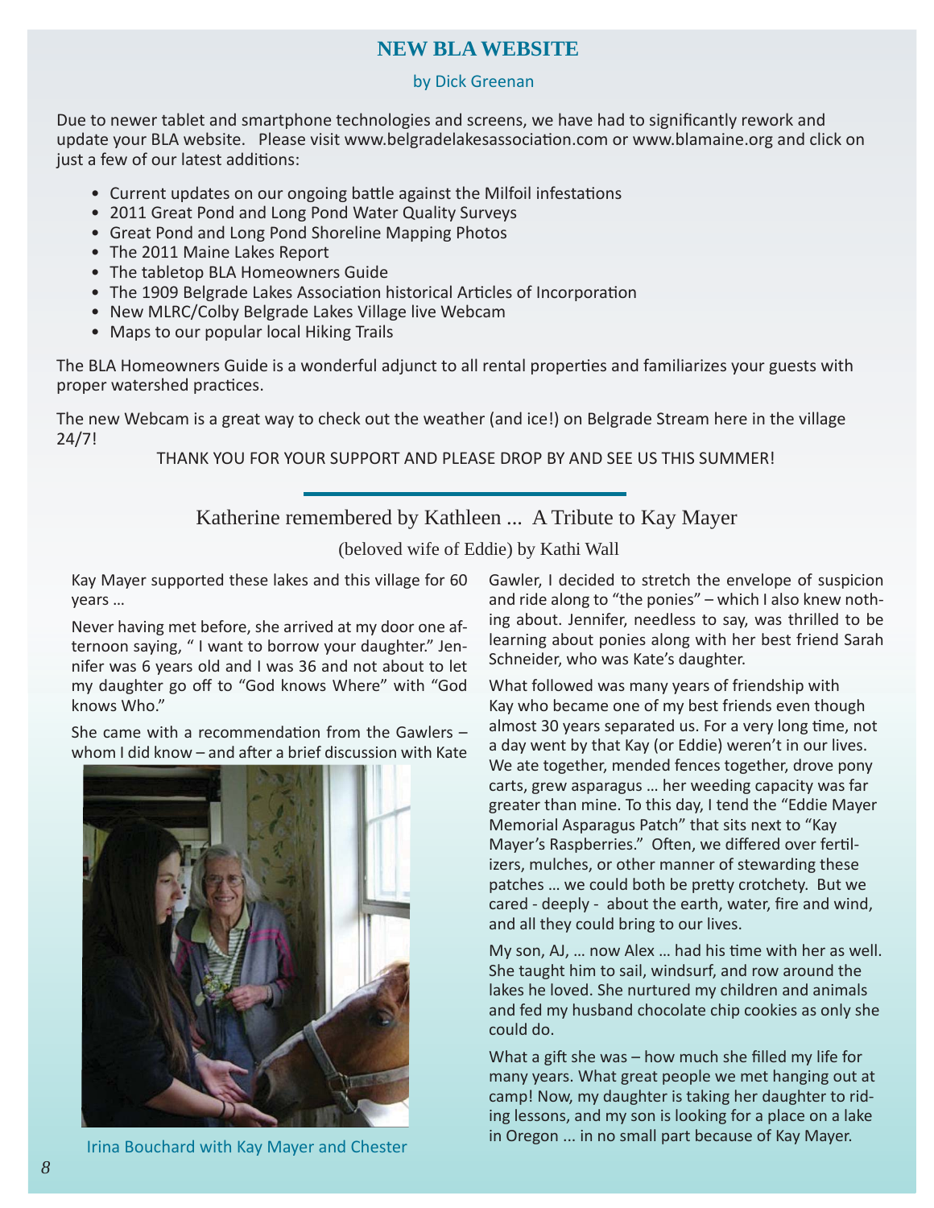## NEW BLA WEBSITE

by Dick Greenan

Due to newer tablet and smartphone technologies and screens, we have had to significantly rework and update your BLA website. Please visit www.belgradelakesassociation.com or www.blamaine.org and click on just a few of our latest additions:

- Current updates on our ongoing battle against the Milfoil infestations
- 2011 Great Pond and Long Pond Water Quality Surveys
- Great Pond and Long Pond Shoreline Mapping Photos
- The 2011 Maine Lakes Report
- The tabletop BLA Homeowners Guide
- The 1909 Belgrade Lakes Association historical Articles of Incorporation
- New MLRC/Colby Belgrade Lakes Village live Webcam
- Maps to our popular local Hiking Trails

The BLA Homeowners Guide is a wonderful adjunct to all rental properties and familiarizes your guests with proper watershed practices.

The new Webcam is a great way to check out the weather (and ice!) on Belgrade Stream here in the village 24/7!

THANK YOU FOR YOUR SUPPORT AND PLEASE DROP BY AND SEE US THIS SUMMER!

---

## Katherine remembered by Kathleen ... A Tribute to Kay Mayer

(beloved wife of Eddie) by Kathi Wall

Kay Mayer supported these lakes and this village for 60 years …

Never having met before, she arrived at my door one afternoon saying, " I want to borrow your daughter." Jennifer was 6 years old and I was 36 and not about to let my daughter go off to "God knows Where" with "God knows Who."

She came with a recommendation from the Gawlers – whom I did know – and after a brief discussion with Kate Gawler, I decided to stretch the envelope of suspicion and ride along to "the ponies" – which I also knew nothing about. Jennifer, needless to say, was thrilled to be learning about ponies along with her best friend Sarah Schneider, who was Kate's daughter.

Irina Bouchard with Kay Mayer and Chester

What followed was many years of friendship with Kay who became one of my best friends even though almost 30 years separated us. For a very long time, not a day went by that Kay (or Eddie) weren't in our lives. We ate together, mended fences together, drove pony carts, grew asparagus … her weeding capacity was far greater than mine. To this day, I tend the "Eddie Mayer Memorial Asparagus Patch" that sits next to "Kay Mayer's Raspberries." Often, we differed over fertilizers, mulches, or other manner of stewarding these patches … we could both be pretty crotchety. But we cared - deeply - about the earth, water, fire and wind, and all they could bring to our lives.

My son, AJ, … now Alex … had his time with her as well. She taught him to sail, windsurf, and row around the lakes he loved. She nurtured my children and animals and fed my husband chocolate chip cookies as only she could do.

What a gift she was – how much she filled my life for many years. What great people we met hanging out at camp! Now, my daughter is taking her daughter to riding lessons, and my son is looking for a place on a lake in Oregon ... in no small part because of Kay Mayer.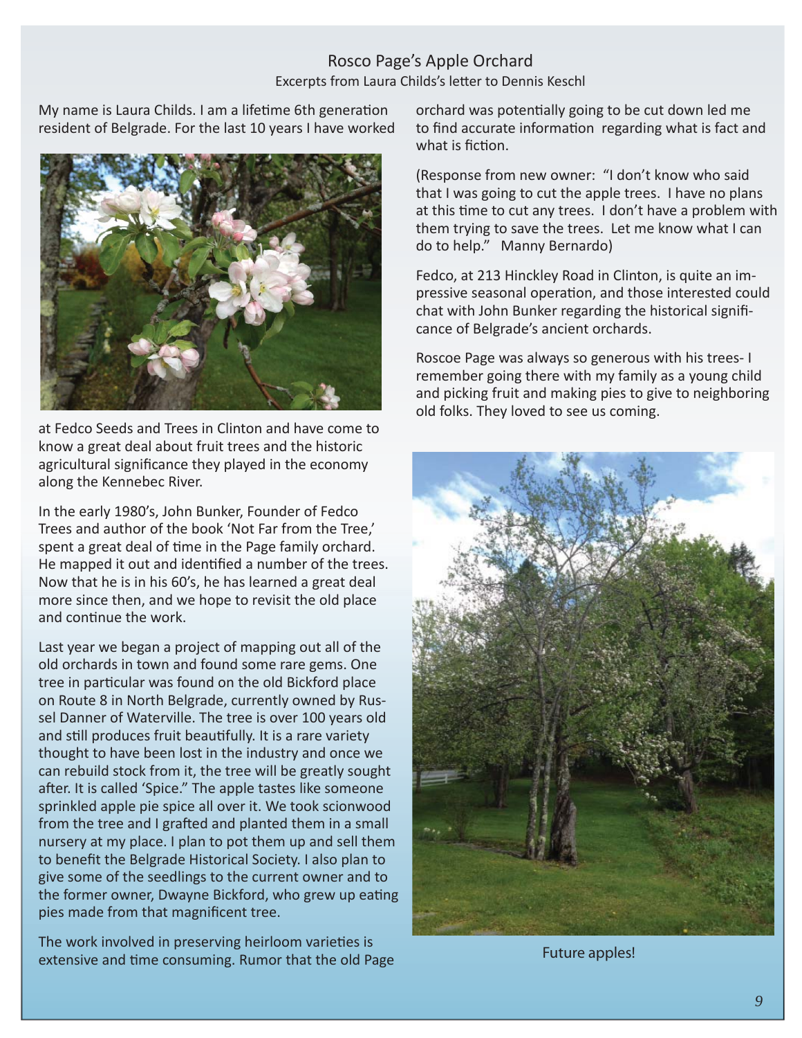# Rosco Page's Apple Orchard

Excerpts from Laura Childs's letter to Dennis Keschl

My name is Laura Childs. I am a lifetime 6th generation resident of Belgrade. For the last 10 years I have worked at Fedco Seeds and Trees in Clinton and have come to know a great deal about fruit trees and the historic agricultural significance they played in the economy along the Kennebec River.

In the early 1980's, John Bunker, Founder of Fedco Trees and author of the book 'Not Far from the Tree,' spent a great deal of time in the Page family orchard. He mapped it out and identified a number of the trees. Now that he is in his 60's, he has learned a great deal more since then, and we hope to revisit the old place and continue the work.

Last year we began a project of mapping out all of the old orchards in town and found some rare gems. One tree in particular was found on the old Bickford place on Route 8 in North Belgrade, currently owned by Russel Danner of Waterville. The tree is over 100 years old and still produces fruit beautifully. It is a rare variety thought to have been lost in the industry and once we can rebuild stock from it, the tree will be greatly sought after. It is called 'Spice." The apple tastes like someone sprinkled apple pie spice all over it. We took scionwood from the tree and I grafted and planted them in a small nursery at my place. I plan to pot them up and sell them to benefit the Belgrade Historical Society. I also plan to give some of the seedlings to the current owner and to the former owner, Dwayne Bickford, who grew up eating pies made from that magnificent tree.

The work involved in preserving heirloom varieties is extensive and time consuming. Rumor that the old Page orchard was potentially going to be cut down led me to find accurate information regarding what is fact and what is fiction.

(Response from new owner: "I don't know who said that I was going to cut the apple trees. I have no plans at this time to cut any trees. I don't have a problem with them trying to save the trees. Let me know what I can do to help." Manny Bernardo)

Fedco, at 213 Hinckley Road in Clinton, is quite an impressive seasonal operation, and those interested could chat with John Bunker regarding the historical significance of Belgrade's ancient orchards.

Roscoe Page was always so generous with his trees- I remember going there with my family as a young child and picking fruit and making pies to give to neighboring old folks. They loved to see us coming.

Future apples!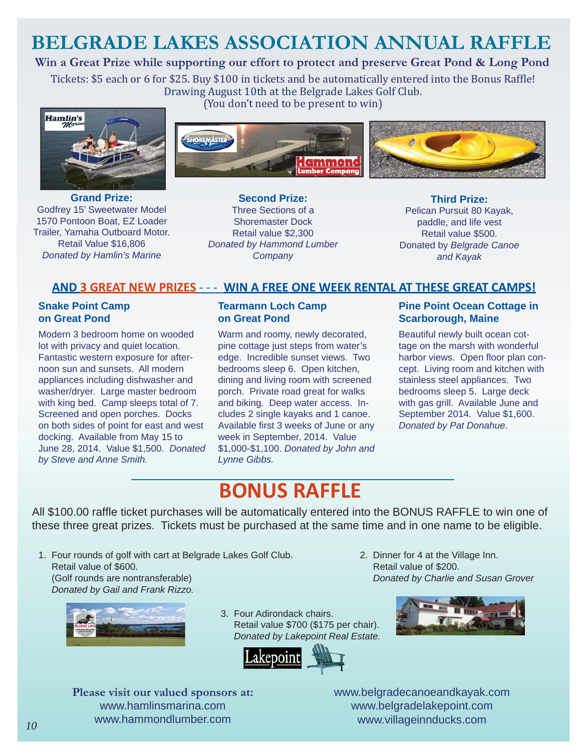# BELGRADE LAKES ASSOCIATION ANNUAL RAFFLE

**Win a Great Prize while supporting our effort to protect and preserve Great Pond & Long Pond**

Tickets: $5 each or 6 for $25. Buy $100 in tickets and be automatically entered into the Bonus Raffle!
Drawing August 10th at the Belgrade Lakes Golf Club.
(You don't need to be present to win)

**Grand Prize:**
Godfrey 15' Sweetwater Model 1570 Pontoon Boat, EZ Loader Trailer, Yamaha Outboard Motor.
Retail Value $16,806
*Donated by Hamlin's Marine*

**Second Prize:**
Three Sections of a Shoremaster Dock
Retail value $2,300
*Donated by Hammond Lumber Company*

**Third Prize:**
Pelican Pursuit 80 Kayak, paddle, and life vest
Retail value $500.
Donated by *Belgrade Canoe and Kayak*

## AND 3 GREAT NEW PRIZES - - - WIN A FREE ONE WEEK RENTAL AT THESE GREAT CAMPS!

### Snake Point Camp on Great Pond

Modern 3 bedroom home on wooded lot with privacy and quiet location. Fantastic western exposure for afternoon sun and sunsets. All modern appliances including dishwasher and washer/dryer. Large master bedroom with king bed. Camp sleeps total of 7. Screened and open porches. Docks on both sides of point for east and west docking. Available from May 15 to June 28, 2014. Value $1,500. *Donated by Steve and Anne Smith.*

### Tearmann Loch Camp on Great Pond

Warm and roomy, newly decorated, pine cottage just steps from water's edge. Incredible sunset views. Two bedrooms sleep 6. Open kitchen, dining and living room with screened porch. Private road great for walks and biking. Deep water access. Includes 2 single kayaks and 1 canoe. Available first 3 weeks of June or any week in September, 2014. Value $1,000-$1,100. *Donated by John and Lynne Gibbs.*

### Pine Point Ocean Cottage in Scarborough, Maine

Beautiful newly built ocean cottage on the marsh with wonderful harbor views. Open floor plan concept. Living room and kitchen with stainless steel appliances. Two bedrooms sleep 5. Large deck with gas grill. Available June and September 2014. Value $1,600. *Donated by Pat Donahue.*

## BONUS RAFFLE

All $100.00 raffle ticket purchases will be automatically entered into the BONUS RAFFLE to win one of these three great prizes. Tickets must be purchased at the same time and in one name to be eligible.

1. Four rounds of golf with cart at Belgrade Lakes Golf Club.
   Retail value of $600.
   (Golf rounds are nontransferable)
   *Donated by Gail and Frank Rizzo.*
2. Dinner for 4 at the Village Inn.
   Retail value of $200.
   *Donated by Charlie and Susan Grover*
3. Four Adirondack chairs.
   Retail value $700 ($175 per chair).
   *Donated by Lakepoint Real Estate.*

**Please visit our valued sponsors at:**
www.hamlinsmarina.com
www.hammondlumber.com
www.belgradecanoeandkayak.com
www.belgradelakepoint.com
www.villageinnducks.com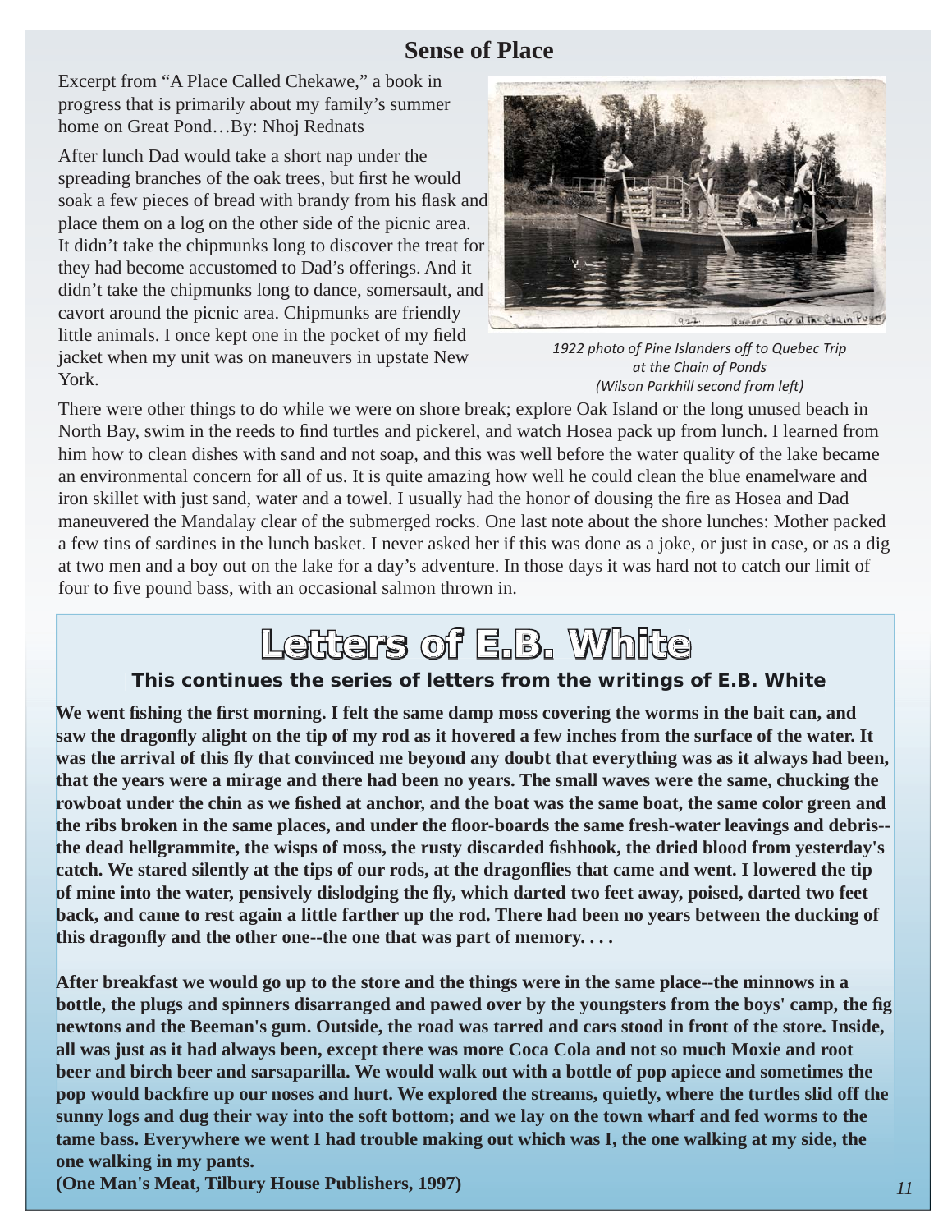## Sense of Place

Excerpt from "A Place Called Chekawe," a book in progress that is primarily about my family's summer home on Great Pond…By: Nhoj Rednats

After lunch Dad would take a short nap under the spreading branches of the oak trees, but first he would soak a few pieces of bread with brandy from his flask and place them on a log on the other side of the picnic area. It didn't take the chipmunks long to discover the treat for they had become accustomed to Dad's offerings. And it didn't take the chipmunks long to dance, somersault, and cavort around the picnic area. Chipmunks are friendly little animals. I once kept one in the pocket of my field jacket when my unit was on maneuvers in upstate New York.

*1922 photo of Pine Islanders off to Quebec Trip at the Chain of Ponds (Wilson Parkhill second from left)*

There were other things to do while we were on shore break; explore Oak Island or the long unused beach in North Bay, swim in the reeds to find turtles and pickerel, and watch Hosea pack up from lunch. I learned from him how to clean dishes with sand and not soap, and this was well before the water quality of the lake became an environmental concern for all of us. It is quite amazing how well he could clean the blue enamelware and iron skillet with just sand, water and a towel. I usually had the honor of dousing the fire as Hosea and Dad maneuvered the Mandalay clear of the submerged rocks. One last note about the shore lunches: Mother packed a few tins of sardines in the lunch basket. I never asked her if this was done as a joke, or just in case, or as a dig at two men and a boy out on the lake for a day's adventure. In those days it was hard not to catch our limit of four to five pound bass, with an occasional salmon thrown in.

## Letters of E.B. White

**This continues the series of letters from the writings of E.B. White**

**We went fishing the first morning. I felt the same damp moss covering the worms in the bait can, and saw the dragonfly alight on the tip of my rod as it hovered a few inches from the surface of the water. It was the arrival of this fly that convinced me beyond any doubt that everything was as it always had been, that the years were a mirage and there had been no years. The small waves were the same, chucking the rowboat under the chin as we fished at anchor, and the boat was the same boat, the same color green and the ribs broken in the same places, and under the floor-boards the same fresh-water leavings and debris--the dead hellgrammite, the wisps of moss, the rusty discarded fishhook, the dried blood from yesterday's catch. We stared silently at the tips of our rods, at the dragonflies that came and went. I lowered the tip of mine into the water, pensively dislodging the fly, which darted two feet away, poised, darted two feet back, and came to rest again a little farther up the rod. There had been no years between the ducking of this dragonfly and the other one--the one that was part of memory. . . .**

**After breakfast we would go up to the store and the things were in the same place--the minnows in a bottle, the plugs and spinners disarranged and pawed over by the youngsters from the boys' camp, the fig newtons and the Beeman's gum. Outside, the road was tarred and cars stood in front of the store. Inside, all was just as it had always been, except there was more Coca Cola and not so much Moxie and root beer and birch beer and sarsaparilla. We would walk out with a bottle of pop apiece and sometimes the pop would backfire up our noses and hurt. We explored the streams, quietly, where the turtles slid off the sunny logs and dug their way into the soft bottom; and we lay on the town wharf and fed worms to the tame bass. Everywhere we went I had trouble making out which was I, the one walking at my side, the one walking in my pants.**

**(One Man's Meat, Tilbury House Publishers, 1997)**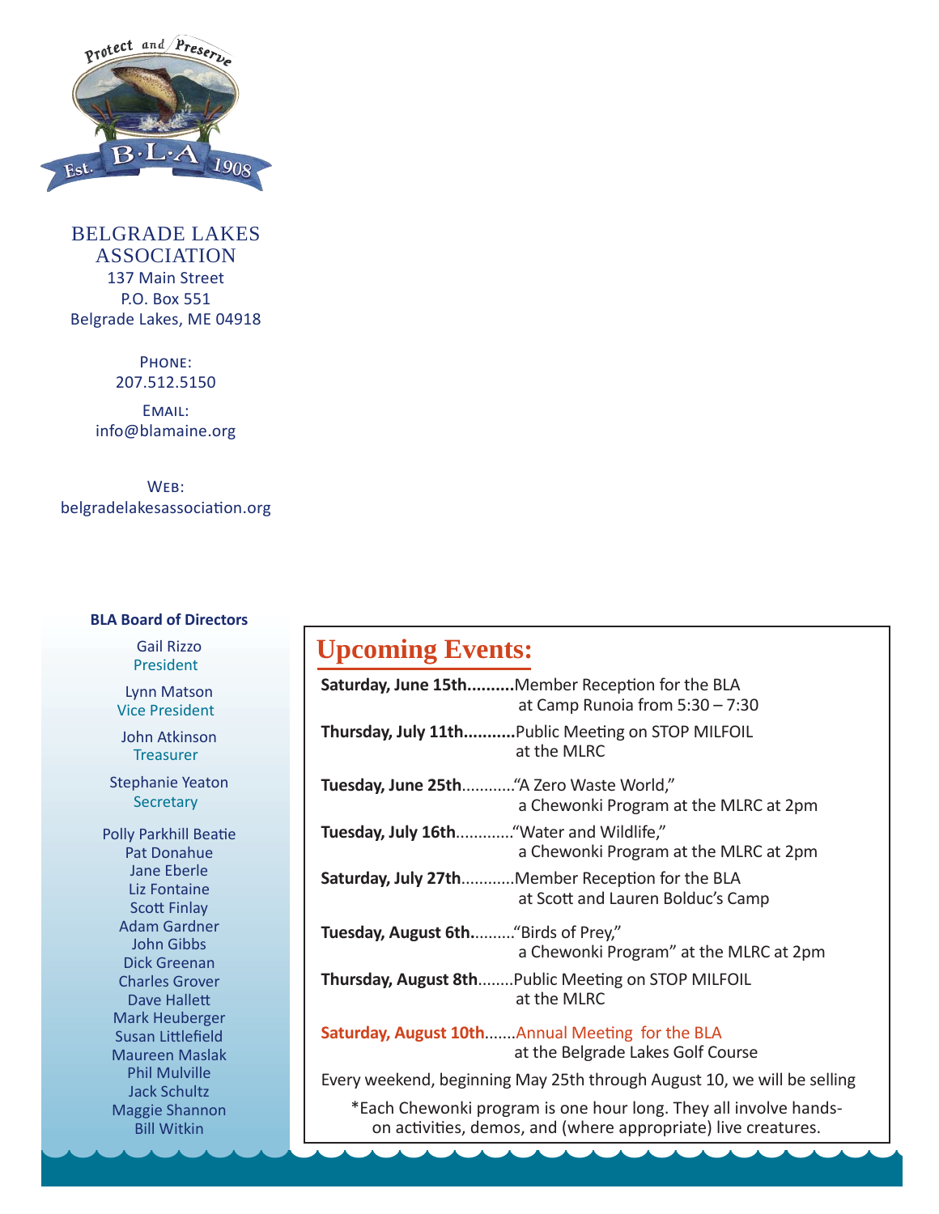Protect and Preserve

Est. B·L·A 1908

BELGRADE LAKES ASSOCIATION

137 Main Street
P.O. Box 551
Belgrade Lakes, ME 04918

PHONE:
207.512.5150

EMAIL:
info@blamaine.org

WEB:
belgradelakesassociation.org

**BLA Board of Directors**

Gail Rizzo
President

Lynn Matson
Vice President

John Atkinson
Treasurer

Stephanie Yeaton
Secretary

Polly Parkhill Beatie
Pat Donahue
Jane Eberle
Liz Fontaine
Scott Finlay
Adam Gardner
John Gibbs
Dick Greenan
Charles Grover
Dave Hallett
Mark Heuberger
Susan Littlefield
Maureen Maslak
Phil Mulville
Jack Schultz
Maggie Shannon
Bill Witkin

## Upcoming Events:

**Saturday, June 15th..........**Member Reception for the BLA at Camp Runoia from 5:30 – 7:30

**Thursday, July 11th...........**Public Meeting on STOP MILFOIL at the MLRC

**Tuesday, June 25th**...........“A Zero Waste World,” a Chewonki Program at the MLRC at 2pm

**Tuesday, July 16th**............“Water and Wildlife,” a Chewonki Program at the MLRC at 2pm

**Saturday, July 27th**...........Member Reception for the BLA at Scott and Lauren Bolduc’s Camp

**Tuesday, August 6th**.........“Birds of Prey,” a Chewonki Program” at the MLRC at 2pm

**Thursday, August 8th**........Public Meeting on STOP MILFOIL at the MLRC

**Saturday, August 10th**.......Annual Meeting for the BLA at the Belgrade Lakes Golf Course

Every weekend, beginning May 25th through August 10, we will be selling

*Each Chewonki program is one hour long. They all involve hands-on activities, demos, and (where appropriate) live creatures.